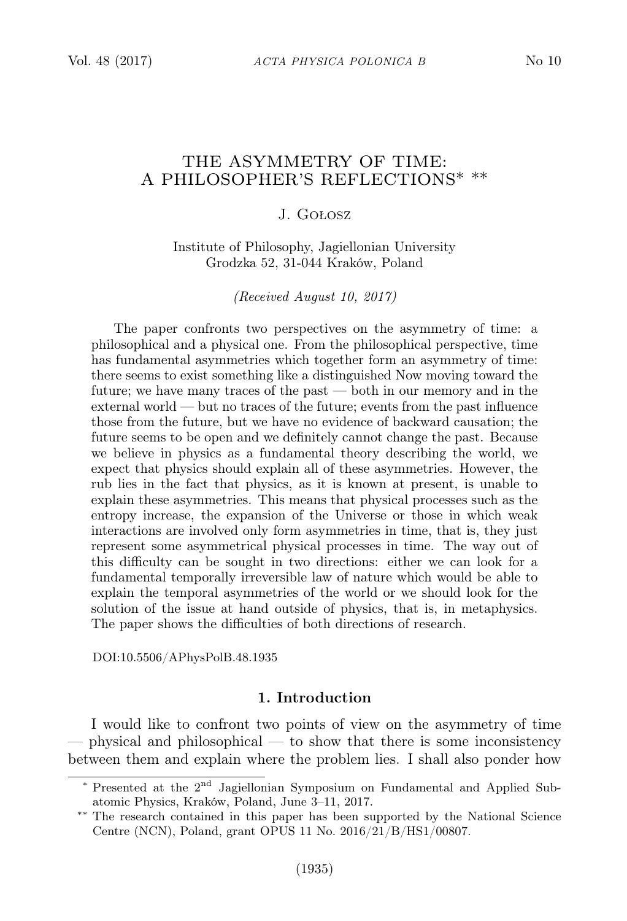# THE ASYMMETRY OF TIME: A PHILOSOPHER'S REFLECTIONS* **

J. Gołosz

Institute of Philosophy, Jagiellonian University
Grodzka 52, 31-044 Kraków, Poland

*(Received August 10, 2017)*

The paper confronts two perspectives on the asymmetry of time: a philosophical and a physical one. From the philosophical perspective, time has fundamental asymmetries which together form an asymmetry of time: there seems to exist something like a distinguished Now moving toward the future; we have many traces of the past — both in our memory and in the external world — but no traces of the future; events from the past influence those from the future, but we have no evidence of backward causation; the future seems to be open and we definitely cannot change the past. Because we believe in physics as a fundamental theory describing the world, we expect that physics should explain all of these asymmetries. However, the rub lies in the fact that physics, as it is known at present, is unable to explain these asymmetries. This means that physical processes such as the entropy increase, the expansion of the Universe or those in which weak interactions are involved only form asymmetries in time, that is, they just represent some asymmetrical physical processes in time. The way out of this difficulty can be sought in two directions: either we can look for a fundamental temporally irreversible law of nature which would be able to explain the temporal asymmetries of the world or we should look for the solution of the issue at hand outside of physics, that is, in metaphysics. The paper shows the difficulties of both directions of research.

DOI:10.5506/APhysPolB.48.1935

## 1. Introduction

I would like to confront two points of view on the asymmetry of time — physical and philosophical — to show that there is some inconsistency between them and explain where the problem lies. I shall also ponder how

---

\* Presented at the 2nd Jagiellonian Symposium on Fundamental and Applied Subatomic Physics, Kraków, Poland, June 3–11, 2017.

\*\* The research contained in this paper has been supported by the National Science Centre (NCN), Poland, grant OPUS 11 No. 2016/21/B/HS1/00807.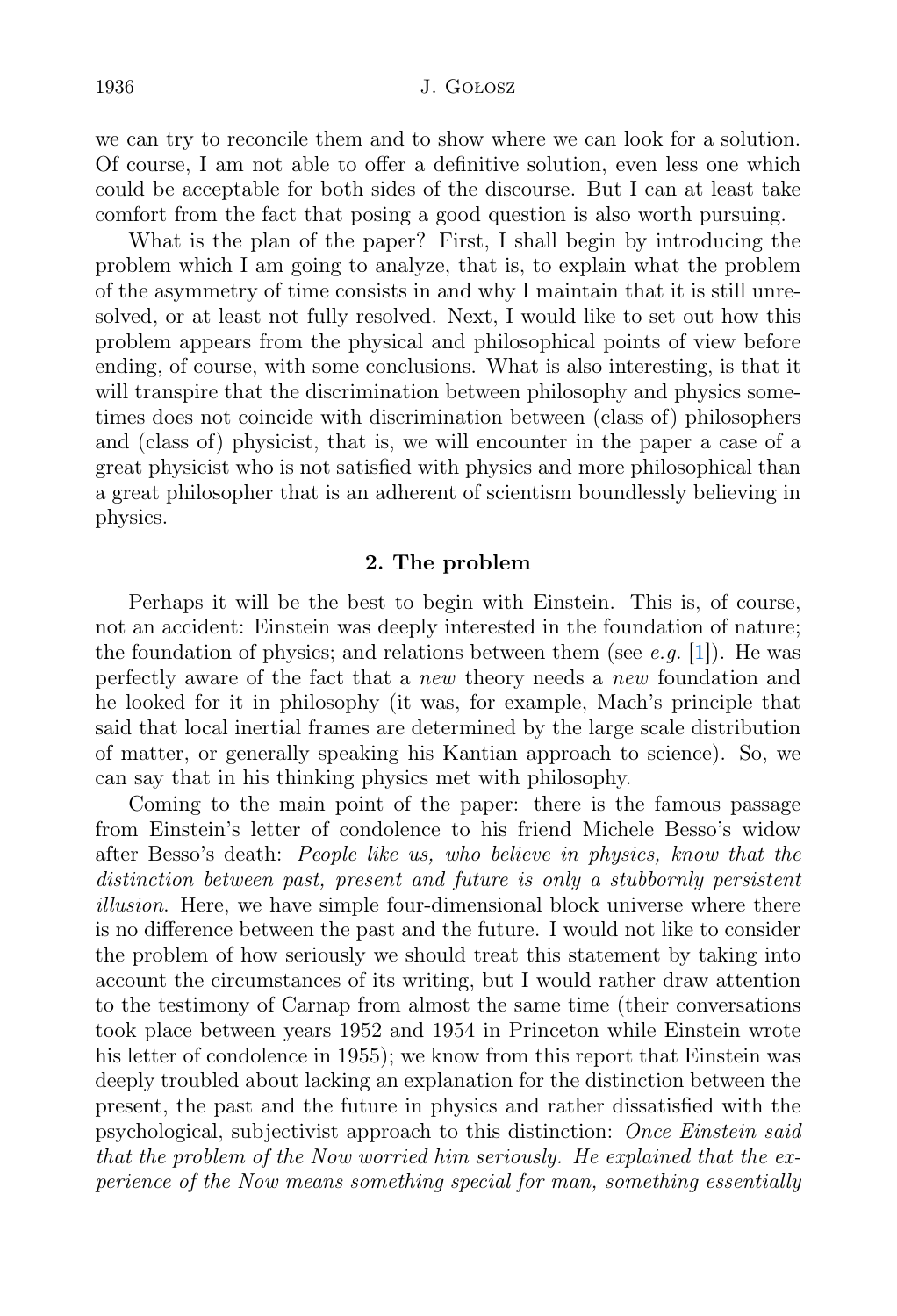we can try to reconcile them and to show where we can look for a solution. Of course, I am not able to offer a definitive solution, even less one which could be acceptable for both sides of the discourse. But I can at least take comfort from the fact that posing a good question is also worth pursuing.

What is the plan of the paper? First, I shall begin by introducing the problem which I am going to analyze, that is, to explain what the problem of the asymmetry of time consists in and why I maintain that it is still unresolved, or at least not fully resolved. Next, I would like to set out how this problem appears from the physical and philosophical points of view before ending, of course, with some conclusions. What is also interesting, is that it will transpire that the discrimination between philosophy and physics sometimes does not coincide with discrimination between (class of) philosophers and (class of) physicist, that is, we will encounter in the paper a case of a great physicist who is not satisfied with physics and more philosophical than a great philosopher that is an adherent of scientism boundlessly believing in physics.

## 2. The problem

Perhaps it will be the best to begin with Einstein. This is, of course, not an accident: Einstein was deeply interested in the foundation of nature; the foundation of physics; and relations between them (see *e.g.* [1]). He was perfectly aware of the fact that a *new* theory needs a *new* foundation and he looked for it in philosophy (it was, for example, Mach's principle that said that local inertial frames are determined by the large scale distribution of matter, or generally speaking his Kantian approach to science). So, we can say that in his thinking physics met with philosophy.

Coming to the main point of the paper: there is the famous passage from Einstein's letter of condolence to his friend Michele Besso's widow after Besso's death: *People like us, who believe in physics, know that the distinction between past, present and future is only a stubbornly persistent illusion*. Here, we have simple four-dimensional block universe where there is no difference between the past and the future. I would not like to consider the problem of how seriously we should treat this statement by taking into account the circumstances of its writing, but I would rather draw attention to the testimony of Carnap from almost the same time (their conversations took place between years 1952 and 1954 in Princeton while Einstein wrote his letter of condolence in 1955); we know from this report that Einstein was deeply troubled about lacking an explanation for the distinction between the present, the past and the future in physics and rather dissatisfied with the psychological, subjectivist approach to this distinction: *Once Einstein said that the problem of the Now worried him seriously. He explained that the experience of the Now means something special for man, something essentially*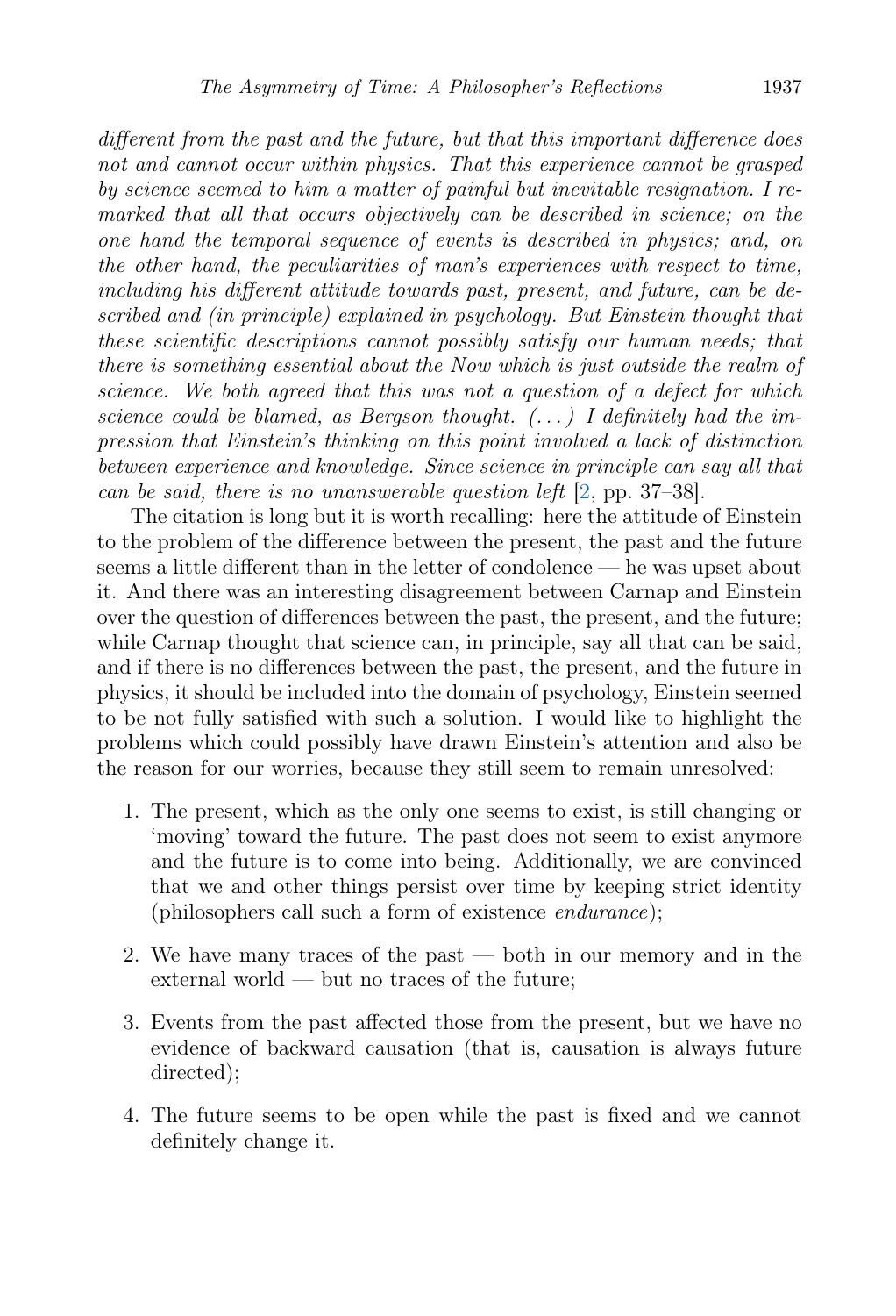*different from the past and the future, but that this important difference does not and cannot occur within physics. That this experience cannot be grasped by science seemed to him a matter of painful but inevitable resignation. I remarked that all that occurs objectively can be described in science; on the one hand the temporal sequence of events is described in physics; and, on the other hand, the peculiarities of man's experiences with respect to time, including his different attitude towards past, present, and future, can be described and (in principle) explained in psychology. But Einstein thought that these scientific descriptions cannot possibly satisfy our human needs; that there is something essential about the Now which is just outside the realm of science. We both agreed that this was not a question of a defect for which science could be blamed, as Bergson thought. (...) I definitely had the impression that Einstein's thinking on this point involved a lack of distinction between experience and knowledge. Since science in principle can say all that can be said, there is no unanswerable question left* [2, pp. 37–38].

The citation is long but it is worth recalling: here the attitude of Einstein to the problem of the difference between the present, the past and the future seems a little different than in the letter of condolence — he was upset about it. And there was an interesting disagreement between Carnap and Einstein over the question of differences between the past, the present, and the future; while Carnap thought that science can, in principle, say all that can be said, and if there is no differences between the past, the present, and the future in physics, it should be included into the domain of psychology, Einstein seemed to be not fully satisfied with such a solution. I would like to highlight the problems which could possibly have drawn Einstein's attention and also be the reason for our worries, because they still seem to remain unresolved:

1. The present, which as the only one seems to exist, is still changing or 'moving' toward the future. The past does not seem to exist anymore and the future is to come into being. Additionally, we are convinced that we and other things persist over time by keeping strict identity (philosophers call such a form of existence *endurance*);
2. We have many traces of the past — both in our memory and in the external world — but no traces of the future;
3. Events from the past affected those from the present, but we have no evidence of backward causation (that is, causation is always future directed);
4. The future seems to be open while the past is fixed and we cannot definitely change it.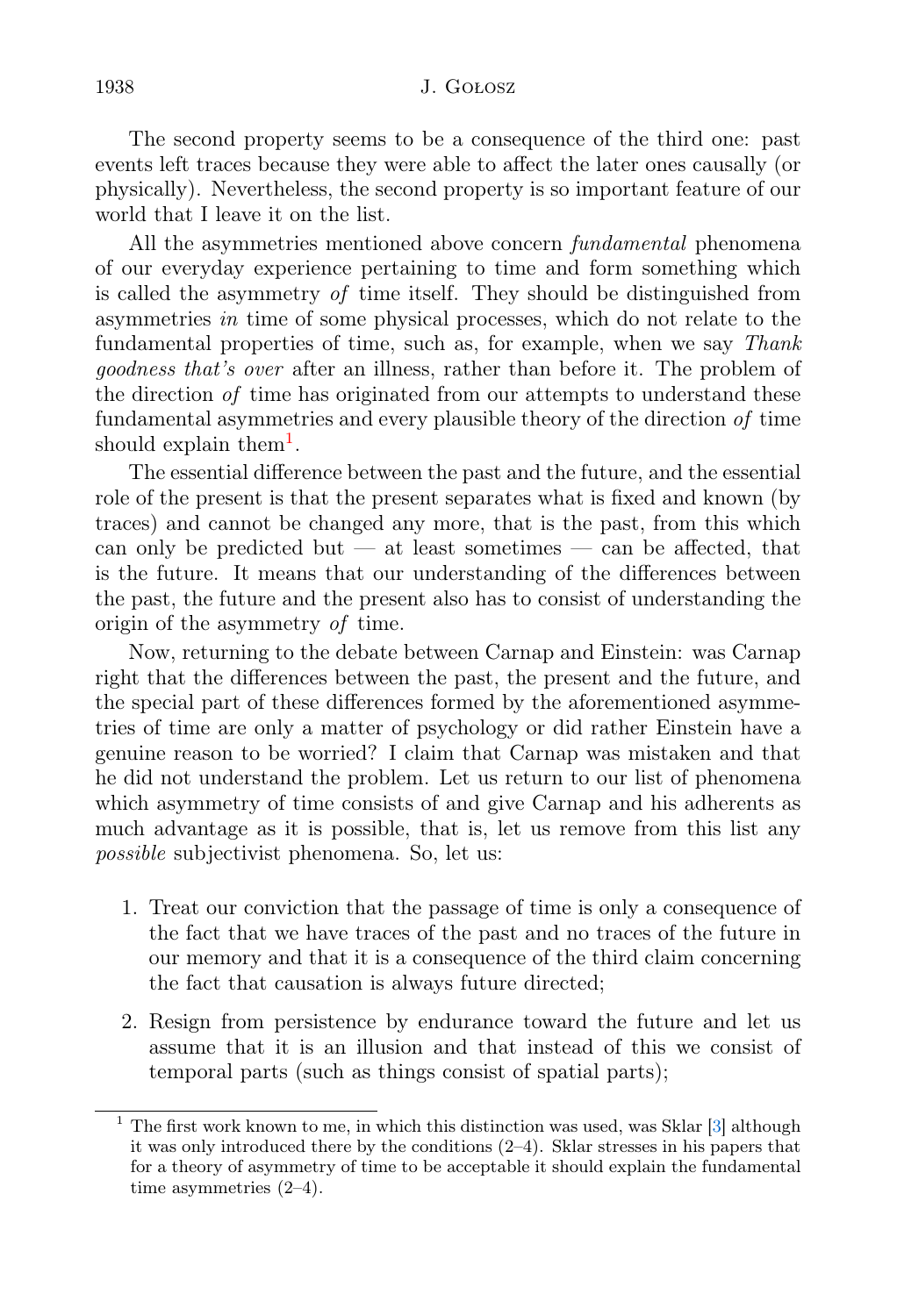The second property seems to be a consequence of the third one: past events left traces because they were able to affect the later ones causally (or physically). Nevertheless, the second property is so important feature of our world that I leave it on the list.

All the asymmetries mentioned above concern *fundamental* phenomena of our everyday experience pertaining to time and form something which is called the asymmetry *of* time itself. They should be distinguished from asymmetries *in* time of some physical processes, which do not relate to the fundamental properties of time, such as, for example, when we say *Thank goodness that's over* after an illness, rather than before it. The problem of the direction *of* time has originated from our attempts to understand these fundamental asymmetries and every plausible theory of the direction *of* time should explain them[1].

The essential difference between the past and the future, and the essential role of the present is that the present separates what is fixed and known (by traces) and cannot be changed any more, that is the past, from this which can only be predicted but — at least sometimes — can be affected, that is the future. It means that our understanding of the differences between the past, the future and the present also has to consist of understanding the origin of the asymmetry *of* time.

Now, returning to the debate between Carnap and Einstein: was Carnap right that the differences between the past, the present and the future, and the special part of these differences formed by the aforementioned asymmetries of time are only a matter of psychology or did rather Einstein have a genuine reason to be worried? I claim that Carnap was mistaken and that he did not understand the problem. Let us return to our list of phenomena which asymmetry of time consists of and give Carnap and his adherents as much advantage as it is possible, that is, let us remove from this list any *possible* subjectivist phenomena. So, let us:

1. Treat our conviction that the passage of time is only a consequence of the fact that we have traces of the past and no traces of the future in our memory and that it is a consequence of the third claim concerning the fact that causation is always future directed;

2. Resign from persistence by endurance toward the future and let us assume that it is an illusion and that instead of this we consist of temporal parts (such as things consist of spatial parts);

[1] The first work known to me, in which this distinction was used, was Sklar [3] although it was only introduced there by the conditions (2–4). Sklar stresses in his papers that for a theory of asymmetry of time to be acceptable it should explain the fundamental time asymmetries (2–4).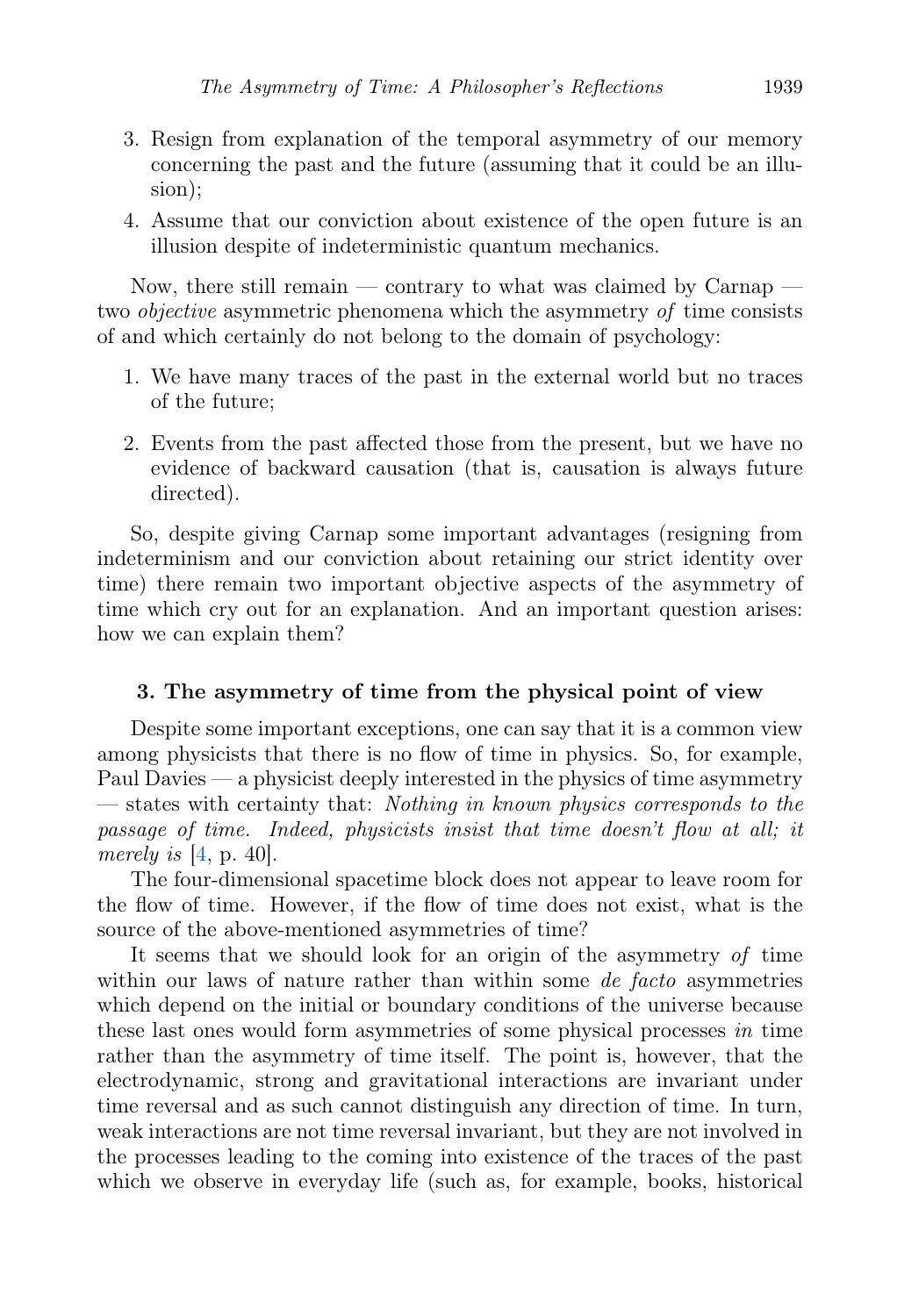3. Resign from explanation of the temporal asymmetry of our memory concerning the past and the future (assuming that it could be an illusion);
4. Assume that our conviction about existence of the open future is an illusion despite of indeterministic quantum mechanics.

Now, there still remain — contrary to what was claimed by Carnap — two *objective* asymmetric phenomena which the asymmetry *of* time consists of and which certainly do not belong to the domain of psychology:

1. We have many traces of the past in the external world but no traces of the future;
2. Events from the past affected those from the present, but we have no evidence of backward causation (that is, causation is always future directed).

So, despite giving Carnap some important advantages (resigning from indeterminism and our conviction about retaining our strict identity over time) there remain two important objective aspects of the asymmetry of time which cry out for an explanation. And an important question arises: how we can explain them?

### 3. The asymmetry of time from the physical point of view

Despite some important exceptions, one can say that it is a common view among physicists that there is no flow of time in physics. So, for example, Paul Davies — a physicist deeply interested in the physics of time asymmetry — states with certainty that: *Nothing in known physics corresponds to the passage of time. Indeed, physicists insist that time doesn't flow at all; it merely is* [4, p. 40].

The four-dimensional spacetime block does not appear to leave room for the flow of time. However, if the flow of time does not exist, what is the source of the above-mentioned asymmetries of time?

It seems that we should look for an origin of the asymmetry *of* time within our laws of nature rather than within some *de facto* asymmetries which depend on the initial or boundary conditions of the universe because these last ones would form asymmetries of some physical processes *in* time rather than the asymmetry of time itself. The point is, however, that the electrodynamic, strong and gravitational interactions are invariant under time reversal and as such cannot distinguish any direction of time. In turn, weak interactions are not time reversal invariant, but they are not involved in the processes leading to the coming into existence of the traces of the past which we observe in everyday life (such as, for example, books, historical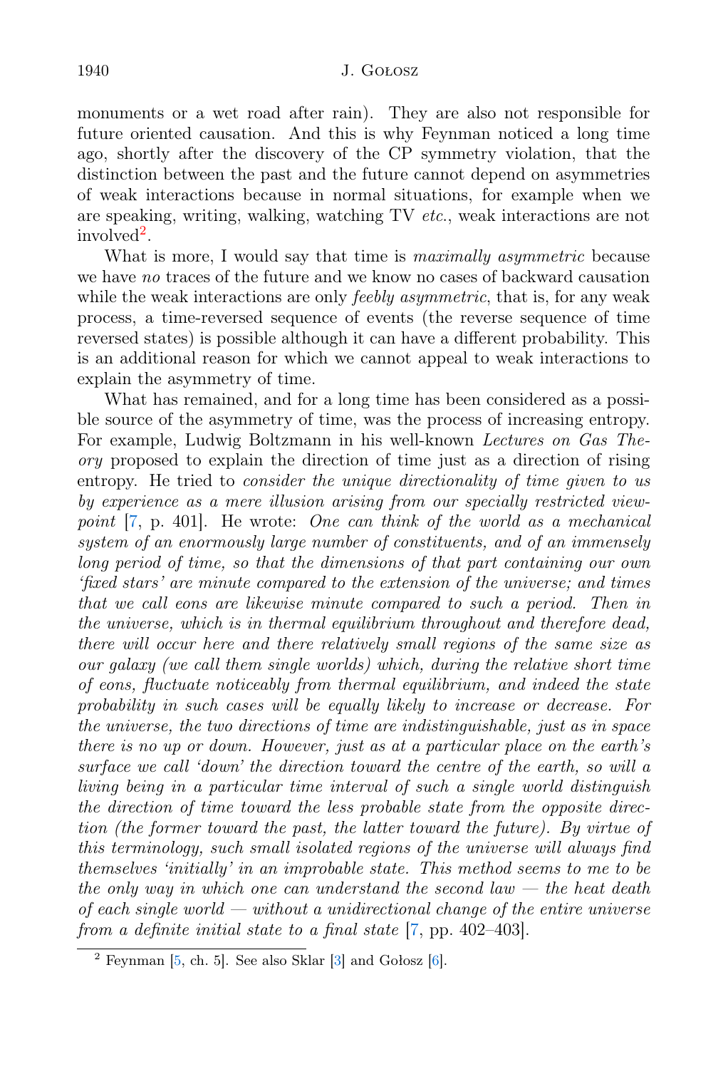monuments or a wet road after rain). They are also not responsible for future oriented causation. And this is why Feynman noticed a long time ago, shortly after the discovery of the CP symmetry violation, that the distinction between the past and the future cannot depend on asymmetries of weak interactions because in normal situations, for example when we are speaking, writing, walking, watching TV *etc.*, weak interactions are not involved[2].

What is more, I would say that time is *maximally asymmetric* because we have *no* traces of the future and we know no cases of backward causation while the weak interactions are only *feebly asymmetric*, that is, for any weak process, a time-reversed sequence of events (the reverse sequence of time reversed states) is possible although it can have a different probability. This is an additional reason for which we cannot appeal to weak interactions to explain the asymmetry of time.

What has remained, and for a long time has been considered as a possible source of the asymmetry of time, was the process of increasing entropy. For example, Ludwig Boltzmann in his well-known *Lectures on Gas Theory* proposed to explain the direction of time just as a direction of rising entropy. He tried to *consider the unique directionality of time given to us by experience as a mere illusion arising from our specially restricted viewpoint* [7, p. 401]. He wrote: *One can think of the world as a mechanical system of an enormously large number of constituents, and of an immensely long period of time, so that the dimensions of that part containing our own 'fixed stars' are minute compared to the extension of the universe; and times that we call eons are likewise minute compared to such a period. Then in the universe, which is in thermal equilibrium throughout and therefore dead, there will occur here and there relatively small regions of the same size as our galaxy (we call them single worlds) which, during the relative short time of eons, fluctuate noticeably from thermal equilibrium, and indeed the state probability in such cases will be equally likely to increase or decrease. For the universe, the two directions of time are indistinguishable, just as in space there is no up or down. However, just as at a particular place on the earth's surface we call 'down' the direction toward the centre of the earth, so will a living being in a particular time interval of such a single world distinguish the direction of time toward the less probable state from the opposite direction (the former toward the past, the latter toward the future). By virtue of this terminology, such small isolated regions of the universe will always find themselves 'initially' in an improbable state. This method seems to me to be the only way in which one can understand the second law — the heat death of each single world — without a unidirectional change of the entire universe from a definite initial state to a final state* [7, pp. 402–403].

[2] Feynman [5, ch. 5]. See also Sklar [3] and Gołosz [6].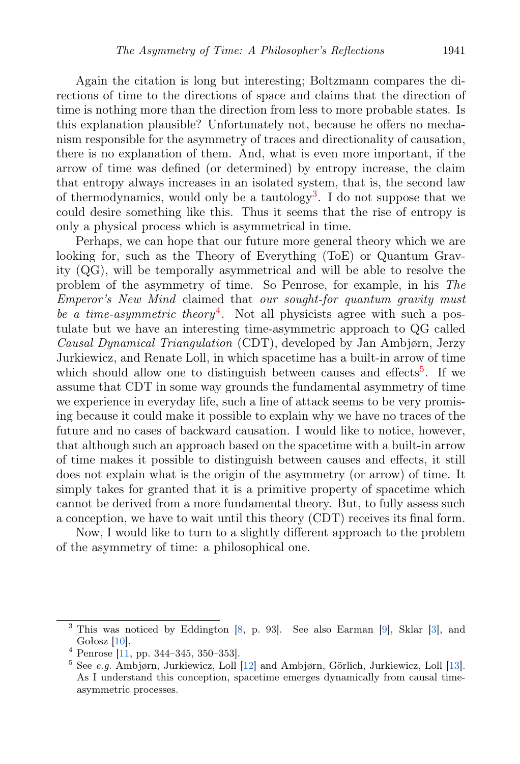Again the citation is long but interesting; Boltzmann compares the directions of time to the directions of space and claims that the direction of time is nothing more than the direction from less to more probable states. Is this explanation plausible? Unfortunately not, because he offers no mechanism responsible for the asymmetry of traces and directionality of causation, there is no explanation of them. And, what is even more important, if the arrow of time was defined (or determined) by entropy increase, the claim that entropy always increases in an isolated system, that is, the second law of thermodynamics, would only be a tautology[3]. I do not suppose that we could desire something like this. Thus it seems that the rise of entropy is only a physical process which is asymmetrical in time.

Perhaps, we can hope that our future more general theory which we are looking for, such as the Theory of Everything (ToE) or Quantum Gravity (QG), will be temporally asymmetrical and will be able to resolve the problem of the asymmetry of time. So Penrose, for example, in his *The Emperor's New Mind* claimed that *our sought-for quantum gravity must be a time-asymmetric theory*[4]. Not all physicists agree with such a postulate but we have an interesting time-asymmetric approach to QG called *Causal Dynamical Triangulation* (CDT), developed by Jan Ambjørn, Jerzy Jurkiewicz, and Renate Loll, in which spacetime has a built-in arrow of time which should allow one to distinguish between causes and effects[5]. If we assume that CDT in some way grounds the fundamental asymmetry of time we experience in everyday life, such a line of attack seems to be very promising because it could make it possible to explain why we have no traces of the future and no cases of backward causation. I would like to notice, however, that although such an approach based on the spacetime with a built-in arrow of time makes it possible to distinguish between causes and effects, it still does not explain what is the origin of the asymmetry (or arrow) of time. It simply takes for granted that it is a primitive property of spacetime which cannot be derived from a more fundamental theory. But, to fully assess such a conception, we have to wait until this theory (CDT) receives its final form.

Now, I would like to turn to a slightly different approach to the problem of the asymmetry of time: a philosophical one.

---

[3] This was noticed by Eddington [8, p. 93]. See also Earman [9], Sklar [3], and Gołosz [10].

[4] Penrose [11, pp. 344–345, 350–353].

[5] See *e.g.* Ambjørn, Jurkiewicz, Loll [12] and Ambjørn, Görlich, Jurkiewicz, Loll [13]. As I understand this conception, spacetime emerges dynamically from causal time-asymmetric processes.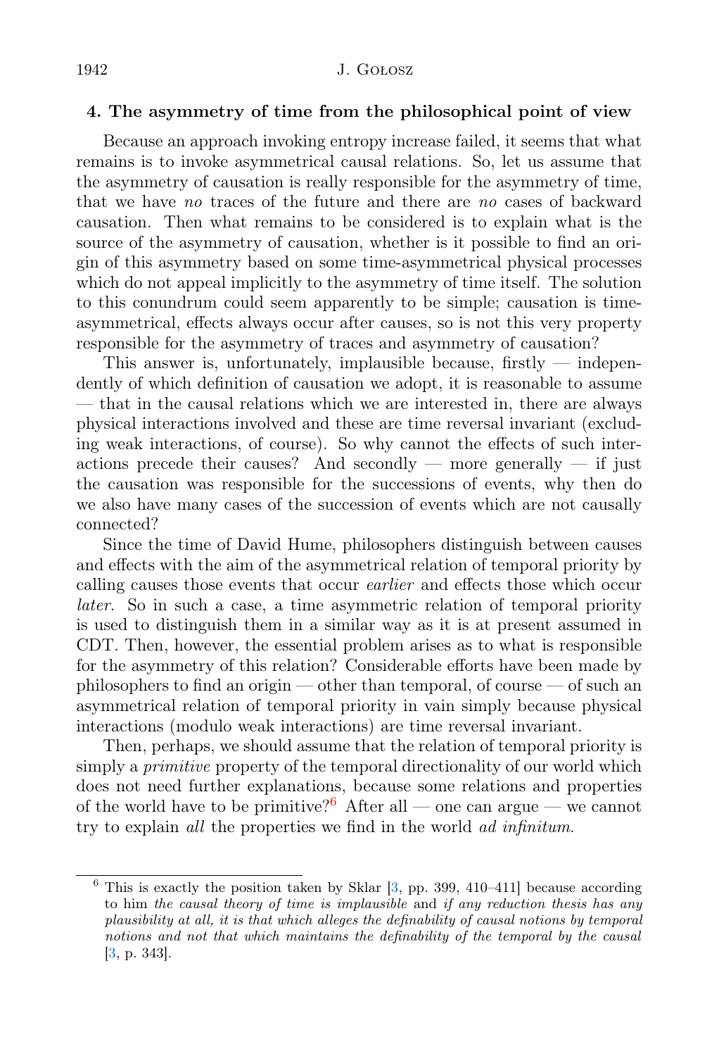## 4. The asymmetry of time from the philosophical point of view

Because an approach invoking entropy increase failed, it seems that what remains is to invoke asymmetrical causal relations. So, let us assume that the asymmetry of causation is really responsible for the asymmetry of time, that we have *no* traces of the future and there are *no* cases of backward causation. Then what remains to be considered is to explain what is the source of the asymmetry of causation, whether is it possible to find an origin of this asymmetry based on some time-asymmetrical physical processes which do not appeal implicitly to the asymmetry of time itself. The solution to this conundrum could seem apparently to be simple; causation is time-asymmetrical, effects always occur after causes, so is not this very property responsible for the asymmetry of traces and asymmetry of causation?

This answer is, unfortunately, implausible because, firstly — independently of which definition of causation we adopt, it is reasonable to assume — that in the causal relations which we are interested in, there are always physical interactions involved and these are time reversal invariant (excluding weak interactions, of course). So why cannot the effects of such interactions precede their causes? And secondly — more generally — if just the causation was responsible for the successions of events, why then do we also have many cases of the succession of events which are not causally connected?

Since the time of David Hume, philosophers distinguish between causes and effects with the aim of the asymmetrical relation of temporal priority by calling causes those events that occur *earlier* and effects those which occur *later*. So in such a case, a time asymmetric relation of temporal priority is used to distinguish them in a similar way as it is at present assumed in CDT. Then, however, the essential problem arises as to what is responsible for the asymmetry of this relation? Considerable efforts have been made by philosophers to find an origin — other than temporal, of course — of such an asymmetrical relation of temporal priority in vain simply because physical interactions (modulo weak interactions) are time reversal invariant.

Then, perhaps, we should assume that the relation of temporal priority is simply a *primitive* property of the temporal directionality of our world which does not need further explanations, because some relations and properties of the world have to be primitive?[6] After all — one can argue — we cannot try to explain *all* the properties we find in the world *ad infinitum*.

---

[6] This is exactly the position taken by Sklar [3, pp. 399, 410–411] because according to him *the causal theory of time is implausible* and *if any reduction thesis has any plausibility at all, it is that which alleges the definability of causal notions by temporal notions and not that which maintains the definability of the temporal by the causal* [3, p. 343].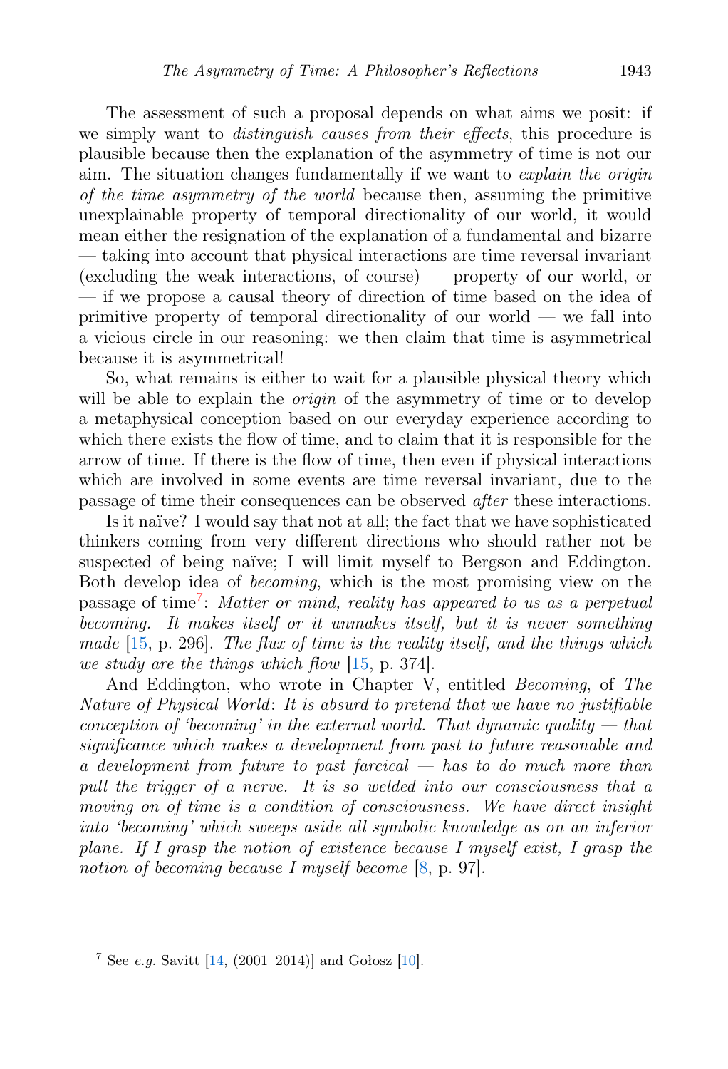The assessment of such a proposal depends on what aims we posit: if we simply want to *distinguish causes from their effects*, this procedure is plausible because then the explanation of the asymmetry of time is not our aim. The situation changes fundamentally if we want to *explain the origin of the time asymmetry of the world* because then, assuming the primitive unexplainable property of temporal directionality of our world, it would mean either the resignation of the explanation of a fundamental and bizarre — taking into account that physical interactions are time reversal invariant (excluding the weak interactions, of course) — property of our world, or — if we propose a causal theory of direction of time based on the idea of primitive property of temporal directionality of our world — we fall into a vicious circle in our reasoning: we then claim that time is asymmetrical because it is asymmetrical!

So, what remains is either to wait for a plausible physical theory which will be able to explain the *origin* of the asymmetry of time or to develop a metaphysical conception based on our everyday experience according to which there exists the flow of time, and to claim that it is responsible for the arrow of time. If there is the flow of time, then even if physical interactions which are involved in some events are time reversal invariant, due to the passage of time their consequences can be observed *after* these interactions.

Is it naïve? I would say that not at all; the fact that we have sophisticated thinkers coming from very different directions who should rather not be suspected of being naïve; I will limit myself to Bergson and Eddington. Both develop idea of *becoming*, which is the most promising view on the passage of time[7]: *Matter or mind, reality has appeared to us as a perpetual becoming. It makes itself or it unmakes itself, but it is never something made* [15, p. 296]. *The flux of time is the reality itself, and the things which we study are the things which flow* [15, p. 374].

And Eddington, who wrote in Chapter V, entitled *Becoming*, of *The Nature of Physical World*: *It is absurd to pretend that we have no justifiable conception of 'becoming' in the external world. That dynamic quality — that significance which makes a development from past to future reasonable and a development from future to past farcical — has to do much more than pull the trigger of a nerve. It is so welded into our consciousness that a moving on of time is a condition of consciousness. We have direct insight into 'becoming' which sweeps aside all symbolic knowledge as on an inferior plane. If I grasp the notion of existence because I myself exist, I grasp the notion of becoming because I myself become* [8, p. 97].

---

[7] See *e.g.* Savitt [14, (2001–2014)] and Gołosz [10].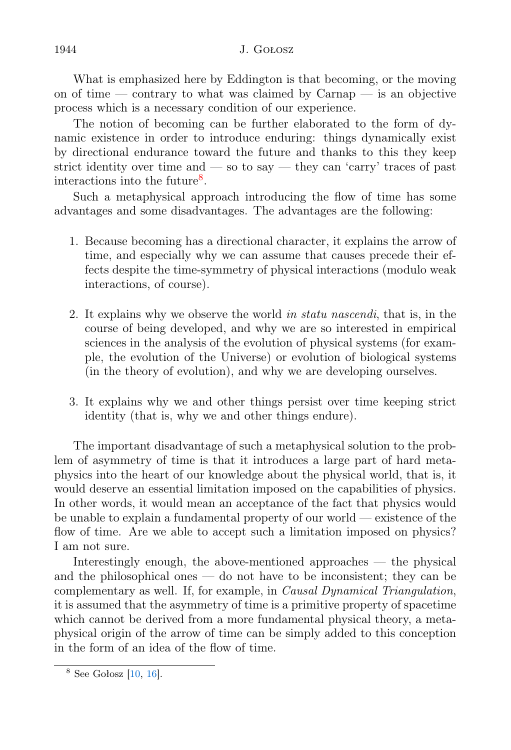What is emphasized here by Eddington is that becoming, or the moving on of time — contrary to what was claimed by Carnap — is an objective process which is a necessary condition of our experience.

The notion of becoming can be further elaborated to the form of dynamic existence in order to introduce enduring: things dynamically exist by directional endurance toward the future and thanks to this they keep strict identity over time and — so to say — they can 'carry' traces of past interactions into the future[8].

Such a metaphysical approach introducing the flow of time has some advantages and some disadvantages. The advantages are the following:

1. Because becoming has a directional character, it explains the arrow of time, and especially why we can assume that causes precede their effects despite the time-symmetry of physical interactions (modulo weak interactions, of course).

2. It explains why we observe the world *in statu nascendi*, that is, in the course of being developed, and why we are so interested in empirical sciences in the analysis of the evolution of physical systems (for example, the evolution of the Universe) or evolution of biological systems (in the theory of evolution), and why we are developing ourselves.

3. It explains why we and other things persist over time keeping strict identity (that is, why we and other things endure).

The important disadvantage of such a metaphysical solution to the problem of asymmetry of time is that it introduces a large part of hard metaphysics into the heart of our knowledge about the physical world, that is, it would deserve an essential limitation imposed on the capabilities of physics. In other words, it would mean an acceptance of the fact that physics would be unable to explain a fundamental property of our world — existence of the flow of time. Are we able to accept such a limitation imposed on physics? I am not sure.

Interestingly enough, the above-mentioned approaches — the physical and the philosophical ones — do not have to be inconsistent; they can be complementary as well. If, for example, in *Causal Dynamical Triangulation*, it is assumed that the asymmetry of time is a primitive property of spacetime which cannot be derived from a more fundamental physical theory, a metaphysical origin of the arrow of time can be simply added to this conception in the form of an idea of the flow of time.

[8] See Gołosz [10, 16].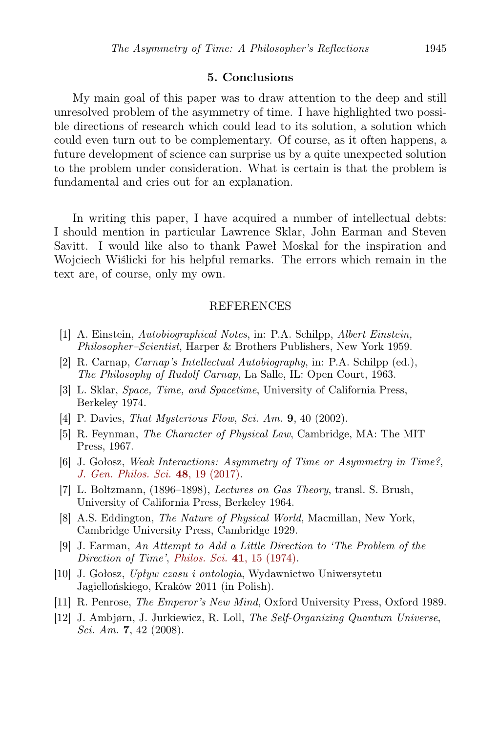## 5. Conclusions

My main goal of this paper was to draw attention to the deep and still unresolved problem of the asymmetry of time. I have highlighted two possible directions of research which could lead to its solution, a solution which could even turn out to be complementary. Of course, as it often happens, a future development of science can surprise us by a quite unexpected solution to the problem under consideration. What is certain is that the problem is fundamental and cries out for an explanation.

In writing this paper, I have acquired a number of intellectual debts: I should mention in particular Lawrence Sklar, John Earman and Steven Savitt. I would like also to thank Paweł Moskal for the inspiration and Wojciech Wiślicki for his helpful remarks. The errors which remain in the text are, of course, only my own.

## REFERENCES

[1] A. Einstein, *Autobiographical Notes*, in: P.A. Schilpp, *Albert Einstein, Philosopher–Scientist*, Harper & Brothers Publishers, New York 1959.

[2] R. Carnap, *Carnap's Intellectual Autobiography*, in: P.A. Schilpp (ed.), *The Philosophy of Rudolf Carnap*, La Salle, IL: Open Court, 1963.

[3] L. Sklar, *Space, Time, and Spacetime*, University of California Press, Berkeley 1974.

[4] P. Davies, *That Mysterious Flow*, *Sci. Am.* **9**, 40 (2002).

[5] R. Feynman, *The Character of Physical Law*, Cambridge, MA: The MIT Press, 1967.

[6] J. Gołosz, *Weak Interactions: Asymmetry of Time or Asymmetry in Time?*, *J. Gen. Philos. Sci.* **48**, 19 (2017).

[7] L. Boltzmann, (1896–1898), *Lectures on Gas Theory*, transl. S. Brush, University of California Press, Berkeley 1964.

[8] A.S. Eddington, *The Nature of Physical World*, Macmillan, New York, Cambridge University Press, Cambridge 1929.

[9] J. Earman, *An Attempt to Add a Little Direction to 'The Problem of the Direction of Time'*, *Philos. Sci.* **41**, 15 (1974).

[10] J. Gołosz, *Upływ czasu i ontologia*, Wydawnictwo Uniwersytetu Jagiellońskiego, Kraków 2011 (in Polish).

[11] R. Penrose, *The Emperor's New Mind*, Oxford University Press, Oxford 1989.

[12] J. Ambjørn, J. Jurkiewicz, R. Loll, *The Self-Organizing Quantum Universe*, *Sci. Am.* **7**, 42 (2008).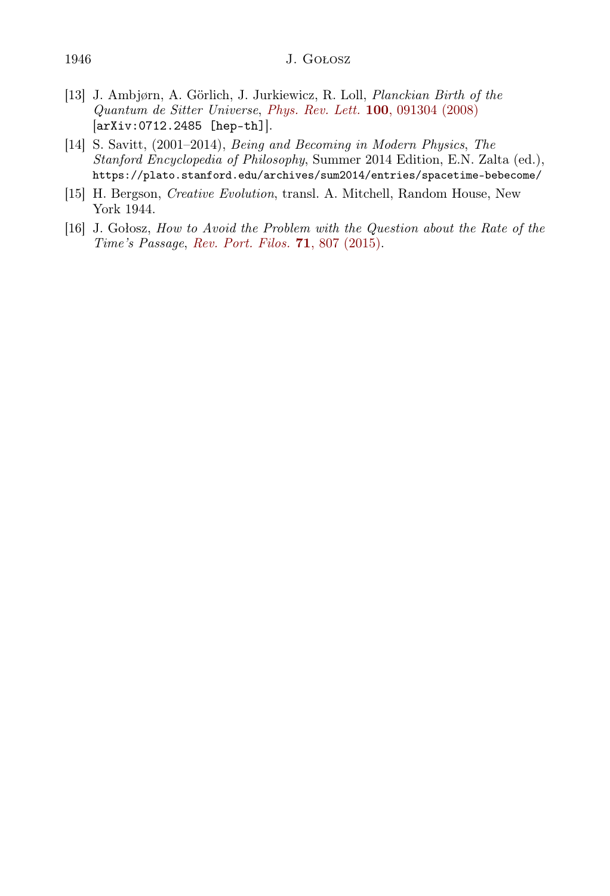[13] J. Ambjørn, A. Görlich, J. Jurkiewicz, R. Loll, *Planckian Birth of the Quantum de Sitter Universe*, *Phys. Rev. Lett.* **100**, 091304 (2008) [arXiv:0712.2485 [hep-th]].

[14] S. Savitt, (2001–2014), *Being and Becoming in Modern Physics*, *The Stanford Encyclopedia of Philosophy*, Summer 2014 Edition, E.N. Zalta (ed.), https://plato.stanford.edu/archives/sum2014/entries/spacetime-bebecome/

[15] H. Bergson, *Creative Evolution*, transl. A. Mitchell, Random House, New York 1944.

[16] J. Gołosz, *How to Avoid the Problem with the Question about the Rate of the Time's Passage*, *Rev. Port. Filos.* **71**, 807 (2015).